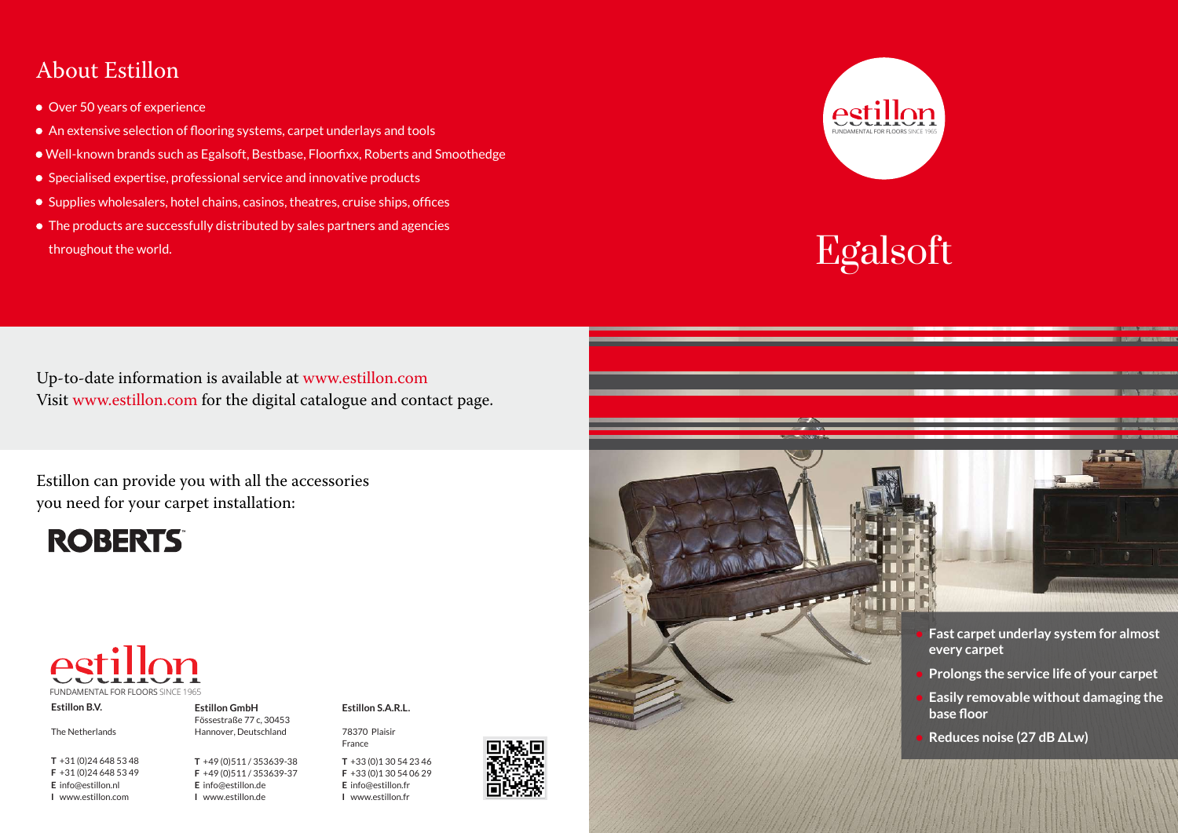## About Estillon

- Over 50 years of experience
- An extensive selection of flooring systems, carpet underlays and tools
- Well-known brands such as Egalsoft, Bestbase, Floorfixx, Roberts and Smoothedge
- Specialised expertise, professional service and innovative products
- Supplies wholesalers, hotel chains, casinos, theatres, cruise ships, offices
- The products are successfully distributed by sales partners and agencies throughout the world.

estillon
FUNDAMENTAL FOR FLOORS SINCE 1965

# Egalsoft

Up-to-date information is available at www.estillon.com
Visit www.estillon.com for the digital catalogue and contact page.

Estillon can provide you with all the accessories you need for your carpet installation:

ROBERTS

estillon
FUNDAMENTAL FOR FLOORS SINCE 1965

**Estillon B.V.**

The Netherlands

**T** +31 (0)24 648 53 48
**F** +31 (0)24 648 53 49
**E** info@estillon.nl
**I** www.estillon.com

**Estillon GmbH**
Fössestraße 77 c, 30453
Hannover, Deutschland

**T** +49 (0)511 / 353639-38
**F** +49 (0)511 / 353639-37
**E** info@estillon.de
**I** www.estillon.de

**Estillon S.A.R.L.**

78370 Plaisir
France

**T** +33 (0)1 30 54 23 46
**F** +33 (0)1 30 54 06 29
**E** info@estillon.fr
**I** www.estillon.fr

- **Fast carpet underlay system for almost every carpet**
- **Prolongs the service life of your carpet**
- **Easily removable without damaging the base floor**
- **Reduces noise (27 dB ΔLw)**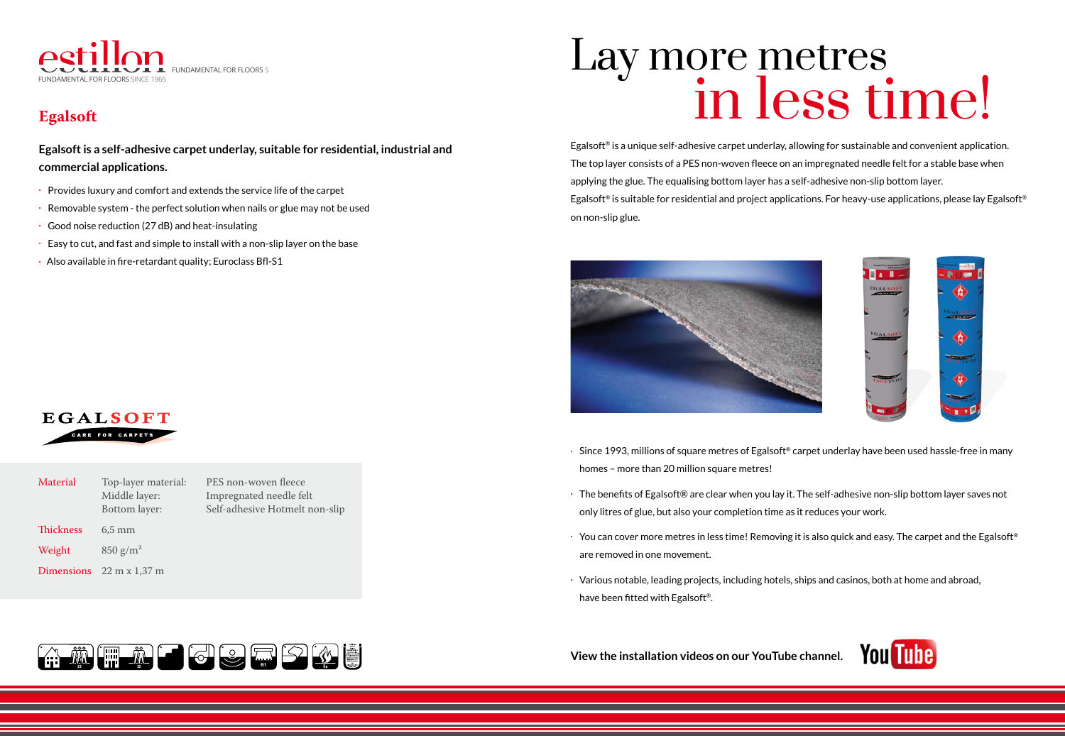estillon
FUNDAMENTAL FOR FLOORS SINCE 1965

## Egalsoft

**Egalsoft is a self-adhesive carpet underlay, suitable for residential, industrial and commercial applications.**

- Provides luxury and comfort and extends the service life of the carpet
- Removable system - the perfect solution when nails or glue may not be used
- Good noise reduction (27 dB) and heat-insulating
- Easy to cut, and fast and simple to install with a non-slip layer on the base
- Also available in fire-retardant quality; Euroclass Bfl-S1

EGALSOFT
CARE FOR CARPETS

| | | |
|---|---|---|
| Material | Top-layer material:<br>Middle layer:<br>Bottom layer: | PES non-woven fleece<br>Impregnated needle felt<br>Self-adhesive Hotmelt non-slip |
| Thickness | 6,5 mm | |
| Weight | 850 g/m² | |
| Dimensions | 22 m x 1,37 m | |

# Lay more metres in less time!

Egalsoft® is a unique self-adhesive carpet underlay, allowing for sustainable and convenient application. The top layer consists of a PES non-woven fleece on an impregnated needle felt for a stable base when applying the glue. The equalising bottom layer has a self-adhesive non-slip bottom layer.
Egalsoft® is suitable for residential and project applications. For heavy-use applications, please lay Egalsoft® on non-slip glue.

- Since 1993, millions of square metres of Egalsoft® carpet underlay have been used hassle-free in many homes – more than 20 million square metres!
- The benefits of Egalsoft® are clear when you lay it. The self-adhesive non-slip bottom layer saves not only litres of glue, but also your completion time as it reduces your work.
- You can cover more metres in less time! Removing it is also quick and easy. The carpet and the Egalsoft® are removed in one movement.
- Various notable, leading projects, including hotels, ships and casinos, both at home and abroad, have been fitted with Egalsoft®.

**View the installation videos on our YouTube channel.**